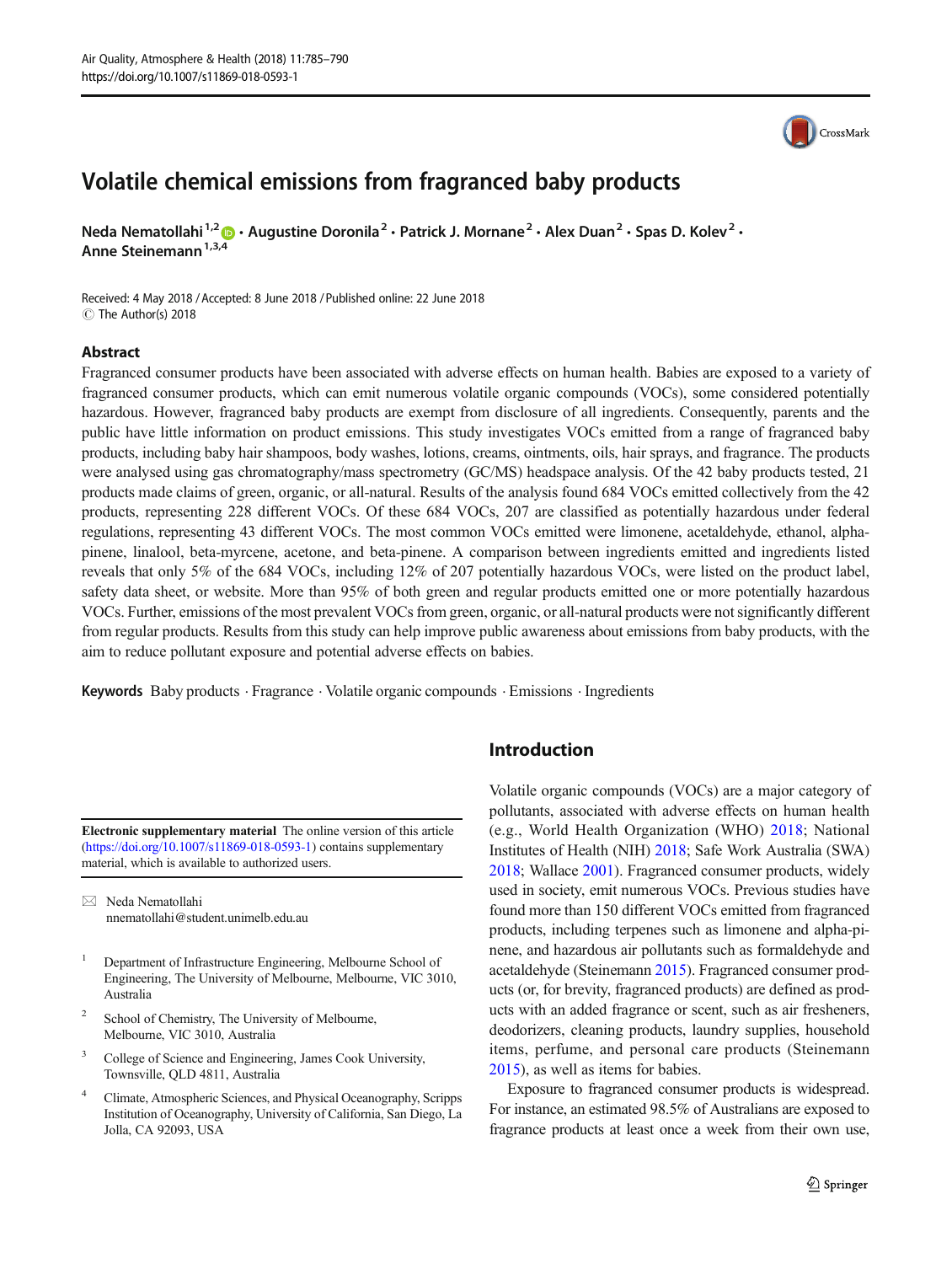# Volatile chemical emissions from fragranced baby products

**Neda Nematollahi**[1,2] · **Augustine Doronila**[2] · **Patrick J. Mornane**[2] · **Alex Duan**[2] · **Spas D. Kolev**[2] · **Anne Steinemann**[1,3,4]

Received: 4 May 2018 / Accepted: 8 June 2018 / Published online: 22 June 2018
© The Author(s) 2018

## Abstract

Fragranced consumer products have been associated with adverse effects on human health. Babies are exposed to a variety of fragranced consumer products, which can emit numerous volatile organic compounds (VOCs), some considered potentially hazardous. However, fragranced baby products are exempt from disclosure of all ingredients. Consequently, parents and the public have little information on product emissions. This study investigates VOCs emitted from a range of fragranced baby products, including baby hair shampoos, body washes, lotions, creams, ointments, oils, hair sprays, and fragrance. The products were analysed using gas chromatography/mass spectrometry (GC/MS) headspace analysis. Of the 42 baby products tested, 21 products made claims of green, organic, or all-natural. Results of the analysis found 684 VOCs emitted collectively from the 42 products, representing 228 different VOCs. Of these 684 VOCs, 207 are classified as potentially hazardous under federal regulations, representing 43 different VOCs. The most common VOCs emitted were limonene, acetaldehyde, ethanol, alpha-pinene, linalool, beta-myrcene, acetone, and beta-pinene. A comparison between ingredients emitted and ingredients listed reveals that only 5% of the 684 VOCs, including 12% of 207 potentially hazardous VOCs, were listed on the product label, safety data sheet, or website. More than 95% of both green and regular products emitted one or more potentially hazardous VOCs. Further, emissions of the most prevalent VOCs from green, organic, or all-natural products were not significantly different from regular products. Results from this study can help improve public awareness about emissions from baby products, with the aim to reduce pollutant exposure and potential adverse effects on babies.

**Keywords** Baby products · Fragrance · Volatile organic compounds · Emissions · Ingredients

## Introduction

Volatile organic compounds (VOCs) are a major category of pollutants, associated with adverse effects on human health (e.g., World Health Organization (WHO) 2018; National Institutes of Health (NIH) 2018; Safe Work Australia (SWA) 2018; Wallace 2001). Fragranced consumer products, widely used in society, emit numerous VOCs. Previous studies have found more than 150 different VOCs emitted from fragranced products, including terpenes such as limonene and alpha-pinene, and hazardous air pollutants such as formaldehyde and acetaldehyde (Steinemann 2015). Fragranced consumer products (or, for brevity, fragranced products) are defined as products with an added fragrance or scent, such as air fresheners, deodorizers, cleaning products, laundry supplies, household items, perfume, and personal care products (Steinemann 2015), as well as items for babies.

Exposure to fragranced consumer products is widespread. For instance, an estimated 98.5% of Australians are exposed to fragrance products at least once a week from their own use,

---

**Electronic supplementary material** The online version of this article (https://doi.org/10.1007/s11869-018-0593-1) contains supplementary material, which is available to authorized users.

✉ Neda Nematollahi
nnematollahi@student.unimelb.edu.au

[1] Department of Infrastructure Engineering, Melbourne School of Engineering, The University of Melbourne, Melbourne, VIC 3010, Australia

[2] School of Chemistry, The University of Melbourne, Melbourne, VIC 3010, Australia

[3] College of Science and Engineering, James Cook University, Townsville, QLD 4811, Australia

[4] Climate, Atmospheric Sciences, and Physical Oceanography, Scripps Institution of Oceanography, University of California, San Diego, La Jolla, CA 92093, USA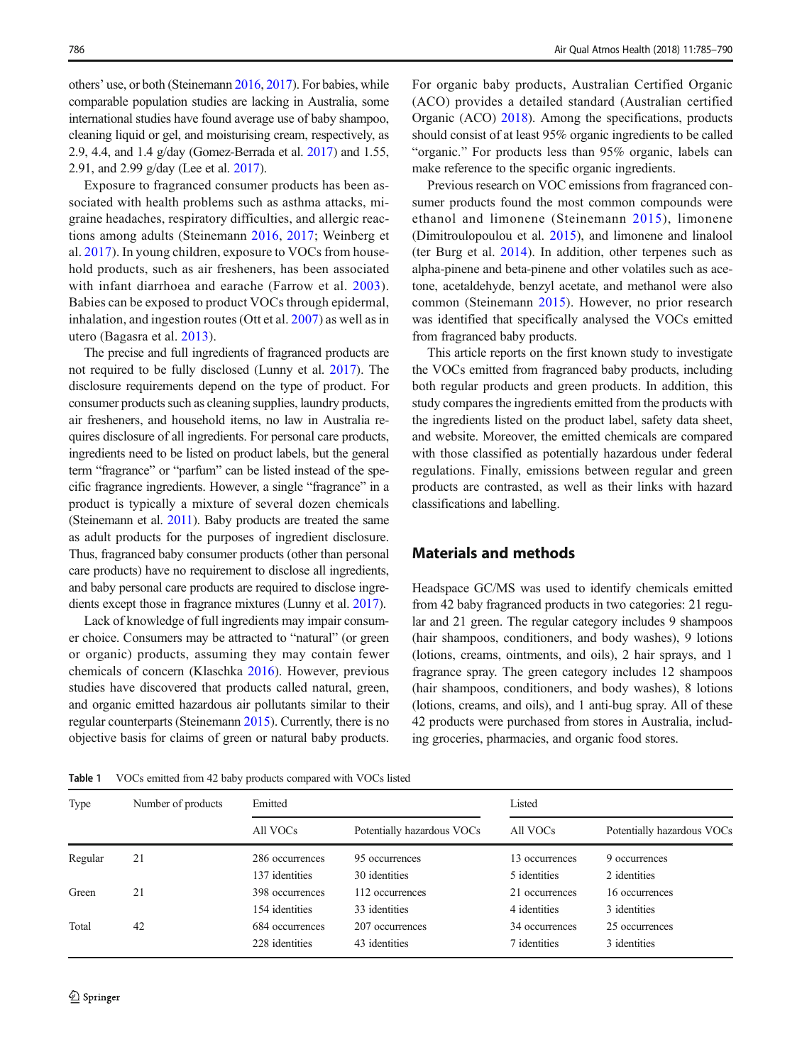others' use, or both (Steinemann 2016, 2017). For babies, while comparable population studies are lacking in Australia, some international studies have found average use of baby shampoo, cleaning liquid or gel, and moisturising cream, respectively, as 2.9, 4.4, and 1.4 g/day (Gomez-Berrada et al. 2017) and 1.55, 2.91, and 2.99 g/day (Lee et al. 2017).

Exposure to fragranced consumer products has been associated with health problems such as asthma attacks, migraine headaches, respiratory difficulties, and allergic reactions among adults (Steinemann 2016, 2017; Weinberg et al. 2017). In young children, exposure to VOCs from household products, such as air fresheners, has been associated with infant diarrhoea and earache (Farrow et al. 2003). Babies can be exposed to product VOCs through epidermal, inhalation, and ingestion routes (Ott et al. 2007) as well as in utero (Bagasra et al. 2013).

The precise and full ingredients of fragranced products are not required to be fully disclosed (Lunny et al. 2017). The disclosure requirements depend on the type of product. For consumer products such as cleaning supplies, laundry products, air fresheners, and household items, no law in Australia requires disclosure of all ingredients. For personal care products, ingredients need to be listed on product labels, but the general term "fragrance" or "parfum" can be listed instead of the specific fragrance ingredients. However, a single "fragrance" in a product is typically a mixture of several dozen chemicals (Steinemann et al. 2011). Baby products are treated the same as adult products for the purposes of ingredient disclosure. Thus, fragranced baby consumer products (other than personal care products) have no requirement to disclose all ingredients, and baby personal care products are required to disclose ingredients except those in fragrance mixtures (Lunny et al. 2017).

Lack of knowledge of full ingredients may impair consumer choice. Consumers may be attracted to "natural" (or green or organic) products, assuming they may contain fewer chemicals of concern (Klaschka 2016). However, previous studies have discovered that products called natural, green, and organic emitted hazardous air pollutants similar to their regular counterparts (Steinemann 2015). Currently, there is no objective basis for claims of green or natural baby products.

For organic baby products, Australian Certified Organic (ACO) provides a detailed standard (Australian certified Organic (ACO) 2018). Among the specifications, products should consist of at least 95% organic ingredients to be called "organic." For products less than 95% organic, labels can make reference to the specific organic ingredients.

Previous research on VOC emissions from fragranced consumer products found the most common compounds were ethanol and limonene (Steinemann 2015), limonene (Dimitroulopoulou et al. 2015), and limonene and linalool (ter Burg et al. 2014). In addition, other terpenes such as alpha-pinene and beta-pinene and other volatiles such as acetone, acetaldehyde, benzyl acetate, and methanol were also common (Steinemann 2015). However, no prior research was identified that specifically analysed the VOCs emitted from fragranced baby products.

This article reports on the first known study to investigate the VOCs emitted from fragranced baby products, including both regular products and green products. In addition, this study compares the ingredients emitted from the products with the ingredients listed on the product label, safety data sheet, and website. Moreover, the emitted chemicals are compared with those classified as potentially hazardous under federal regulations. Finally, emissions between regular and green products are contrasted, as well as their links with hazard classifications and labelling.

## Materials and methods

Headspace GC/MS was used to identify chemicals emitted from 42 baby fragranced products in two categories: 21 regular and 21 green. The regular category includes 9 shampoos (hair shampoos, conditioners, and body washes), 9 lotions (lotions, creams, ointments, and oils), 2 hair sprays, and 1 fragrance spray. The green category includes 12 shampoos (hair shampoos, conditioners, and body washes), 8 lotions (lotions, creams, and oils), and 1 anti-bug spray. All of these 42 products were purchased from stores in Australia, including groceries, pharmacies, and organic food stores.

**Table 1** VOCs emitted from 42 baby products compared with VOCs listed

| Type | Number of products | Emitted | | Listed | |
|---|---|---|---|---|---|
| | | All VOCs | Potentially hazardous VOCs | All VOCs | Potentially hazardous VOCs |
| Regular | 21 | 286 occurrences<br>137 identities | 95 occurrences<br>30 identities | 13 occurrences<br>5 identities | 9 occurrences<br>2 identities |
| Green | 21 | 398 occurrences<br>154 identities | 112 occurrences<br>33 identities | 21 occurrences<br>4 identities | 16 occurrences<br>3 identities |
| Total | 42 | 684 occurrences<br>228 identities | 207 occurrences<br>43 identities | 34 occurrences<br>7 identities | 25 occurrences<br>3 identities |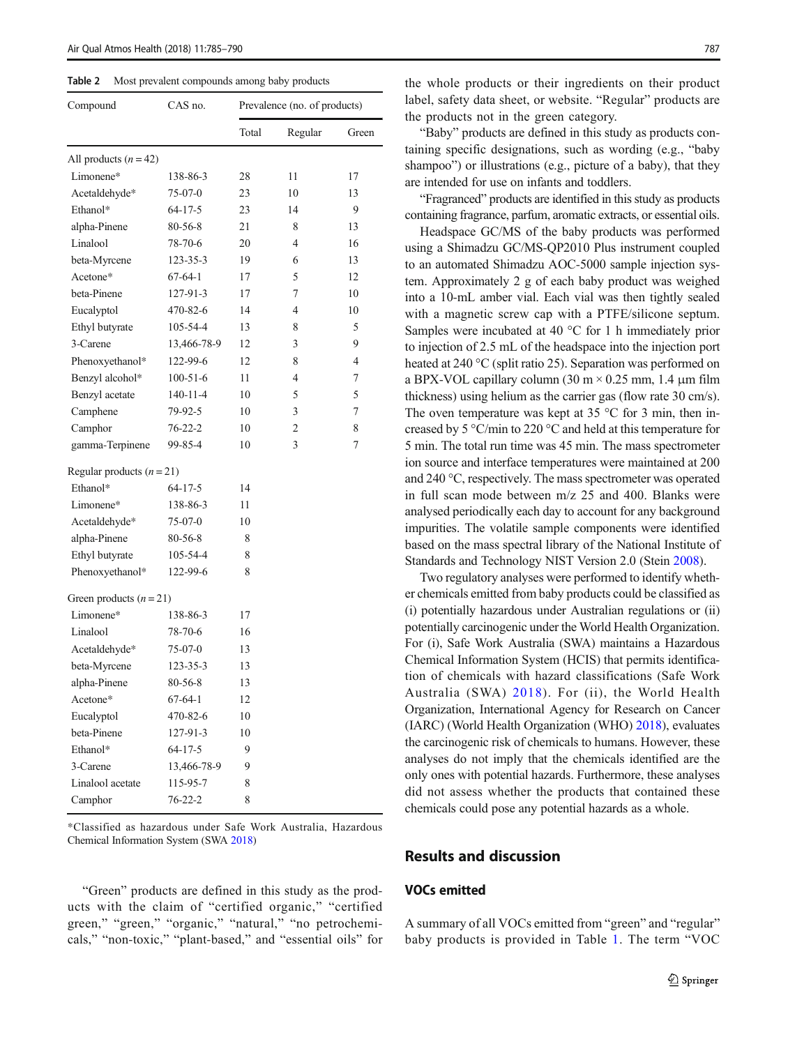**Table 2** Most prevalent compounds among baby products

| Compound | CAS no. | Prevalence (no. of products) | | |
|---|---|---|---|---|
| | | Total | Regular | Green |
| All products ($n = 42$) | | | | |
| Limonene* | 138-86-3 | 28 | 11 | 17 |
| Acetaldehyde* | 75-07-0 | 23 | 10 | 13 |
| Ethanol* | 64-17-5 | 23 | 14 | 9 |
| alpha-Pinene | 80-56-8 | 21 | 8 | 13 |
| Linalool | 78-70-6 | 20 | 4 | 16 |
| beta-Myrcene | 123-35-3 | 19 | 6 | 13 |
| Acetone* | 67-64-1 | 17 | 5 | 12 |
| beta-Pinene | 127-91-3 | 17 | 7 | 10 |
| Eucalyptol | 470-82-6 | 14 | 4 | 10 |
| Ethyl butyrate | 105-54-4 | 13 | 8 | 5 |
| 3-Carene | 13,466-78-9 | 12 | 3 | 9 |
| Phenoxyethanol* | 122-99-6 | 12 | 8 | 4 |
| Benzyl alcohol* | 100-51-6 | 11 | 4 | 7 |
| Benzyl acetate | 140-11-4 | 10 | 5 | 5 |
| Camphene | 79-92-5 | 10 | 3 | 7 |
| Camphor | 76-22-2 | 10 | 2 | 8 |
| gamma-Terpinene | 99-85-4 | 10 | 3 | 7 |
| Regular products ($n = 21$) | | | | |
| Ethanol* | 64-17-5 | 14 | | |
| Limonene* | 138-86-3 | 11 | | |
| Acetaldehyde* | 75-07-0 | 10 | | |
| alpha-Pinene | 80-56-8 | 8 | | |
| Ethyl butyrate | 105-54-4 | 8 | | |
| Phenoxyethanol* | 122-99-6 | 8 | | |
| Green products ($n = 21$) | | | | |
| Limonene* | 138-86-3 | 17 | | |
| Linalool | 78-70-6 | 16 | | |
| Acetaldehyde* | 75-07-0 | 13 | | |
| beta-Myrcene | 123-35-3 | 13 | | |
| alpha-Pinene | 80-56-8 | 13 | | |
| Acetone* | 67-64-1 | 12 | | |
| Eucalyptol | 470-82-6 | 10 | | |
| beta-Pinene | 127-91-3 | 10 | | |
| Ethanol* | 64-17-5 | 9 | | |
| 3-Carene | 13,466-78-9 | 9 | | |
| Linalool acetate | 115-95-7 | 8 | | |
| Camphor | 76-22-2 | 8 | | |

*Classified as hazardous under Safe Work Australia, Hazardous Chemical Information System (SWA 2018)

"Green" products are defined in this study as the products with the claim of "certified organic," "certified green," "green," "organic," "natural," "no petrochemicals," "non-toxic," "plant-based," and "essential oils" for the whole products or their ingredients on their product label, safety data sheet, or website. "Regular" products are the products not in the green category.

"Baby" products are defined in this study as products containing specific designations, such as wording (e.g., "baby shampoo") or illustrations (e.g., picture of a baby), that they are intended for use on infants and toddlers.

"Fragranced" products are identified in this study as products containing fragrance, parfum, aromatic extracts, or essential oils.

Headspace GC/MS of the baby products was performed using a Shimadzu GC/MS-QP2010 Plus instrument coupled to an automated Shimadzu AOC-5000 sample injection system. Approximately 2 g of each baby product was weighed into a 10-mL amber vial. Each vial was then tightly sealed with a magnetic screw cap with a PTFE/silicone septum. Samples were incubated at 40 °C for 1 h immediately prior to injection of 2.5 mL of the headspace into the injection port heated at 240 °C (split ratio 25). Separation was performed on a BPX-VOL capillary column (30 m × 0.25 mm, 1.4 μm film thickness) using helium as the carrier gas (flow rate 30 cm/s). The oven temperature was kept at 35 °C for 3 min, then increased by 5 °C/min to 220 °C and held at this temperature for 5 min. The total run time was 45 min. The mass spectrometer ion source and interface temperatures were maintained at 200 and 240 °C, respectively. The mass spectrometer was operated in full scan mode between m/z 25 and 400. Blanks were analysed periodically each day to account for any background impurities. The volatile sample components were identified based on the mass spectral library of the National Institute of Standards and Technology NIST Version 2.0 (Stein 2008).

Two regulatory analyses were performed to identify whether chemicals emitted from baby products could be classified as (i) potentially hazardous under Australian regulations or (ii) potentially carcinogenic under the World Health Organization. For (i), Safe Work Australia (SWA) maintains a Hazardous Chemical Information System (HCIS) that permits identification of chemicals with hazard classifications (Safe Work Australia (SWA) 2018). For (ii), the World Health Organization, International Agency for Research on Cancer (IARC) (World Health Organization (WHO) 2018), evaluates the carcinogenic risk of chemicals to humans. However, these analyses do not imply that the chemicals identified are the only ones with potential hazards. Furthermore, these analyses did not assess whether the products that contained these chemicals could pose any potential hazards as a whole.

## Results and discussion

### VOCs emitted

A summary of all VOCs emitted from "green" and "regular" baby products is provided in Table 1. The term "VOC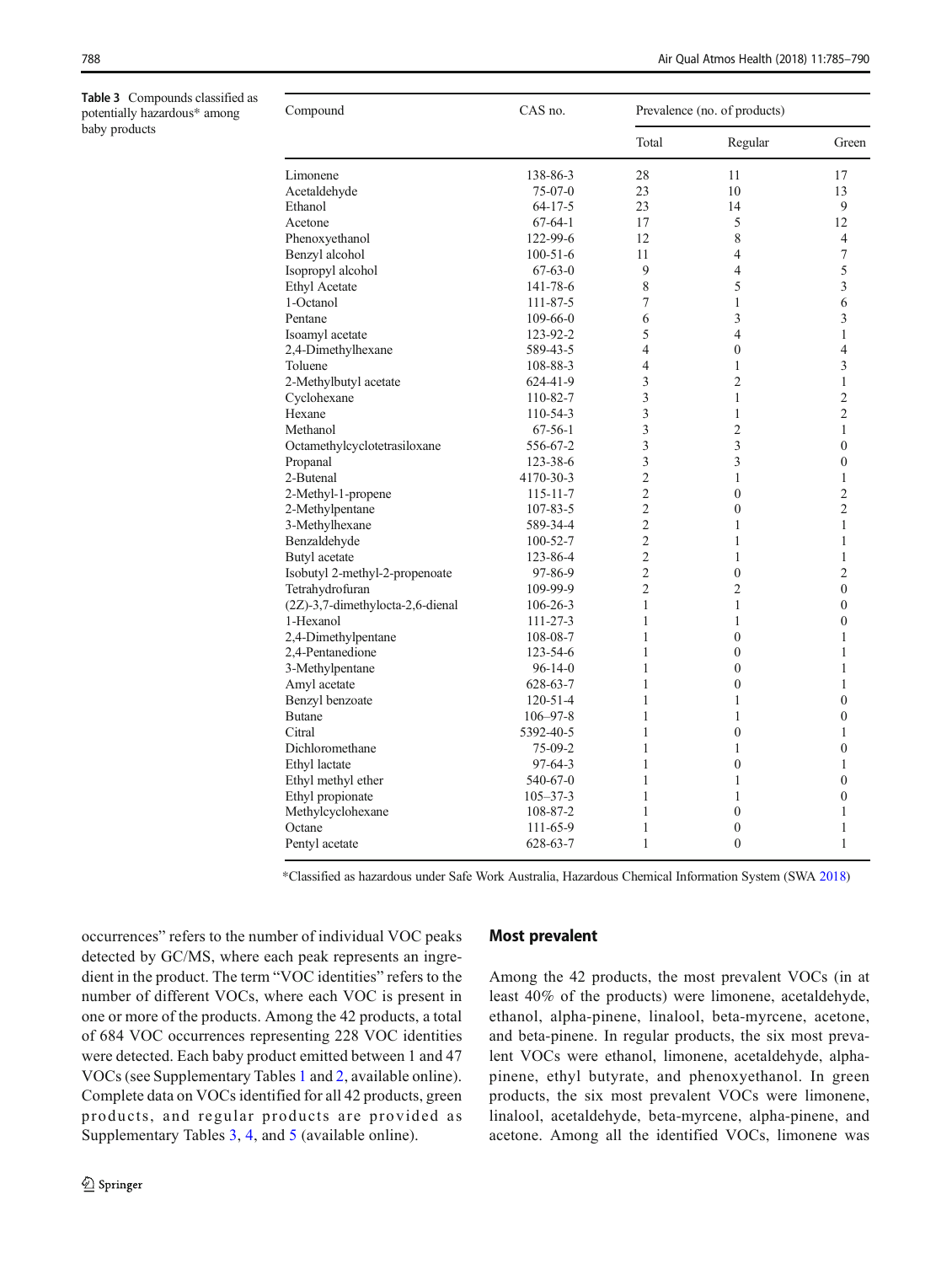**Table 3** Compounds classified as potentially hazardous* among baby products

| Compound | CAS no. | Prevalence (no. of products) | | |
|---|---|---|---|---|
| | | Total | Regular | Green |
| Limonene | 138-86-3 | 28 | 11 | 17 |
| Acetaldehyde | 75-07-0 | 23 | 10 | 13 |
| Ethanol | 64-17-5 | 23 | 14 | 9 |
| Acetone | 67-64-1 | 17 | 5 | 12 |
| Phenoxyethanol | 122-99-6 | 12 | 8 | 4 |
| Benzyl alcohol | 100-51-6 | 11 | 4 | 7 |
| Isopropyl alcohol | 67-63-0 | 9 | 4 | 5 |
| Ethyl Acetate | 141-78-6 | 8 | 5 | 3 |
| 1-Octanol | 111-87-5 | 7 | 1 | 6 |
| Pentane | 109-66-0 | 6 | 3 | 3 |
| Isoamyl acetate | 123-92-2 | 5 | 4 | 1 |
| 2,4-Dimethylhexane | 589-43-5 | 4 | 0 | 4 |
| Toluene | 108-88-3 | 4 | 1 | 3 |
| 2-Methylbutyl acetate | 624-41-9 | 3 | 2 | 1 |
| Cyclohexane | 110-82-7 | 3 | 1 | 2 |
| Hexane | 110-54-3 | 3 | 1 | 2 |
| Methanol | 67-56-1 | 3 | 2 | 1 |
| Octamethylcyclotetrasiloxane | 556-67-2 | 3 | 3 | 0 |
| Propanal | 123-38-6 | 3 | 3 | 0 |
| 2-Butenal | 4170-30-3 | 2 | 1 | 1 |
| 2-Methyl-1-propene | 115-11-7 | 2 | 0 | 2 |
| 2-Methylpentane | 107-83-5 | 2 | 0 | 2 |
| 3-Methylhexane | 589-34-4 | 2 | 1 | 1 |
| Benzaldehyde | 100-52-7 | 2 | 1 | 1 |
| Butyl acetate | 123-86-4 | 2 | 1 | 1 |
| Isobutyl 2-methyl-2-propenoate | 97-86-9 | 2 | 0 | 2 |
| Tetrahydrofuran | 109-99-9 | 2 | 2 | 0 |
| (2Z)-3,7-dimethylocta-2,6-dienal | 106-26-3 | 1 | 1 | 0 |
| 1-Hexanol | 111-27-3 | 1 | 1 | 0 |
| 2,4-Dimethylpentane | 108-08-7 | 1 | 0 | 1 |
| 2,4-Pentanedione | 123-54-6 | 1 | 0 | 1 |
| 3-Methylpentane | 96-14-0 | 1 | 0 | 1 |
| Amyl acetate | 628-63-7 | 1 | 0 | 1 |
| Benzyl benzoate | 120-51-4 | 1 | 1 | 0 |
| Butane | 106–97-8 | 1 | 1 | 0 |
| Citral | 5392-40-5 | 1 | 0 | 1 |
| Dichloromethane | 75-09-2 | 1 | 1 | 0 |
| Ethyl lactate | 97-64-3 | 1 | 0 | 1 |
| Ethyl methyl ether | 540-67-0 | 1 | 1 | 0 |
| Ethyl propionate | 105–37-3 | 1 | 1 | 0 |
| Methylcyclohexane | 108-87-2 | 1 | 0 | 1 |
| Octane | 111-65-9 | 1 | 0 | 1 |
| Pentyl acetate | 628-63-7 | 1 | 0 | 1 |

*Classified as hazardous under Safe Work Australia, Hazardous Chemical Information System (SWA 2018)

occurrences" refers to the number of individual VOC peaks detected by GC/MS, where each peak represents an ingredient in the product. The term "VOC identities" refers to the number of different VOCs, where each VOC is present in one or more of the products. Among the 42 products, a total of 684 VOC occurrences representing 228 VOC identities were detected. Each baby product emitted between 1 and 47 VOCs (see Supplementary Tables 1 and 2, available online). Complete data on VOCs identified for all 42 products, green products, and regular products are provided as Supplementary Tables 3, 4, and 5 (available online).

## Most prevalent

Among the 42 products, the most prevalent VOCs (in at least 40% of the products) were limonene, acetaldehyde, ethanol, alpha-pinene, linalool, beta-myrcene, acetone, and beta-pinene. In regular products, the six most prevalent VOCs were ethanol, limonene, acetaldehyde, alpha-pinene, ethyl butyrate, and phenoxyethanol. In green products, the six most prevalent VOCs were limonene, linalool, acetaldehyde, beta-myrcene, alpha-pinene, and acetone. Among all the identified VOCs, limonene was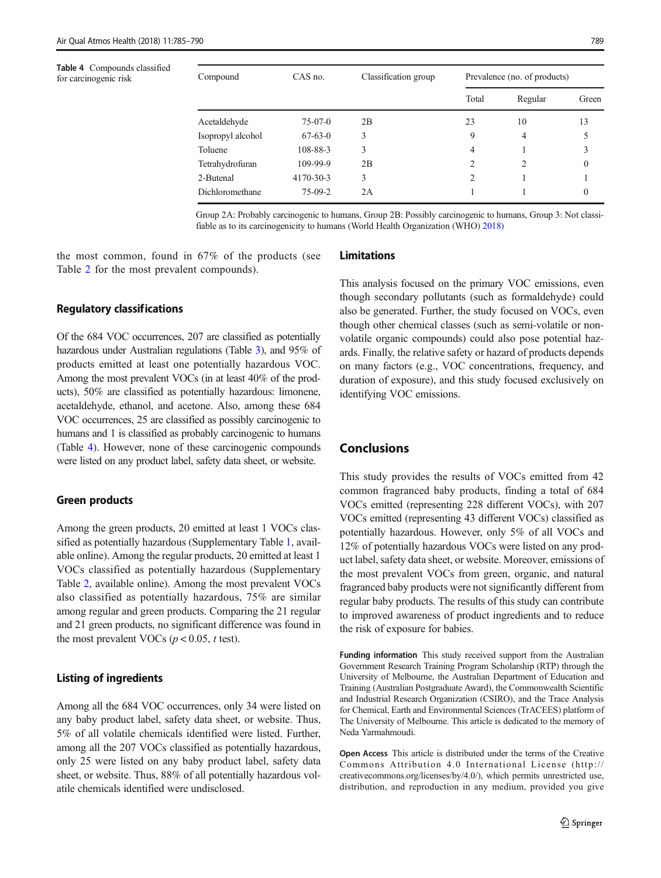Table 4 Compounds classified for carcinogenic risk

| Compound | CAS no. | Classification group | Prevalence (no. of products) | | |
|---|---|---|---|---|---|
| | | | Total | Regular | Green |
| Acetaldehyde | 75-07-0 | 2B | 23 | 10 | 13 |
| Isopropyl alcohol | 67-63-0 | 3 | 9 | 4 | 5 |
| Toluene | 108-88-3 | 3 | 4 | 1 | 3 |
| Tetrahydrofuran | 109-99-9 | 2B | 2 | 2 | 0 |
| 2-Butenal | 4170-30-3 | 3 | 2 | 1 | 1 |
| Dichloromethane | 75-09-2 | 2A | 1 | 1 | 0 |

Group 2A: Probably carcinogenic to humans, Group 2B: Possibly carcinogenic to humans, Group 3: Not classifiable as to its carcinogenicity to humans (World Health Organization (WHO) 2018)

the most common, found in 67% of the products (see Table 2 for the most prevalent compounds).

### Regulatory classifications

Of the 684 VOC occurrences, 207 are classified as potentially hazardous under Australian regulations (Table 3), and 95% of products emitted at least one potentially hazardous VOC. Among the most prevalent VOCs (in at least 40% of the products), 50% are classified as potentially hazardous: limonene, acetaldehyde, ethanol, and acetone. Also, among these 684 VOC occurrences, 25 are classified as possibly carcinogenic to humans and 1 is classified as probably carcinogenic to humans (Table 4). However, none of these carcinogenic compounds were listed on any product label, safety data sheet, or website.

### Green products

Among the green products, 20 emitted at least 1 VOCs classified as potentially hazardous (Supplementary Table 1, available online). Among the regular products, 20 emitted at least 1 VOCs classified as potentially hazardous (Supplementary Table 2, available online). Among the most prevalent VOCs also classified as potentially hazardous, 75% are similar among regular and green products. Comparing the 21 regular and 21 green products, no significant difference was found in the most prevalent VOCs ($p < 0.05$, *t* test).

### Listing of ingredients

Among all the 684 VOC occurrences, only 34 were listed on any baby product label, safety data sheet, or website. Thus, 5% of all volatile chemicals identified were listed. Further, among all the 207 VOCs classified as potentially hazardous, only 25 were listed on any baby product label, safety data sheet, or website. Thus, 88% of all potentially hazardous volatile chemicals identified were undisclosed.

### Limitations

This analysis focused on the primary VOC emissions, even though secondary pollutants (such as formaldehyde) could also be generated. Further, the study focused on VOCs, even though other chemical classes (such as semi-volatile or non-volatile organic compounds) could also pose potential hazards. Finally, the relative safety or hazard of products depends on many factors (e.g., VOC concentrations, frequency, and duration of exposure), and this study focused exclusively on identifying VOC emissions.

## Conclusions

This study provides the results of VOCs emitted from 42 common fragranced baby products, finding a total of 684 VOCs emitted (representing 228 different VOCs), with 207 VOCs emitted (representing 43 different VOCs) classified as potentially hazardous. However, only 5% of all VOCs and 12% of potentially hazardous VOCs were listed on any product label, safety data sheet, or website. Moreover, emissions of the most prevalent VOCs from green, organic, and natural fragranced baby products were not significantly different from regular baby products. The results of this study can contribute to improved awareness of product ingredients and to reduce the risk of exposure for babies.

**Funding information** This study received support from the Australian Government Research Training Program Scholarship (RTP) through the University of Melbourne, the Australian Department of Education and Training (Australian Postgraduate Award), the Commonwealth Scientific and Industrial Research Organization (CSIRO), and the Trace Analysis for Chemical, Earth and Environmental Sciences (TrACEES) platform of The University of Melbourne. This article is dedicated to the memory of Neda Yarmahmoudi.

**Open Access** This article is distributed under the terms of the Creative Commons Attribution 4.0 International License (http://creativecommons.org/licenses/by/4.0/), which permits unrestricted use, distribution, and reproduction in any medium, provided you give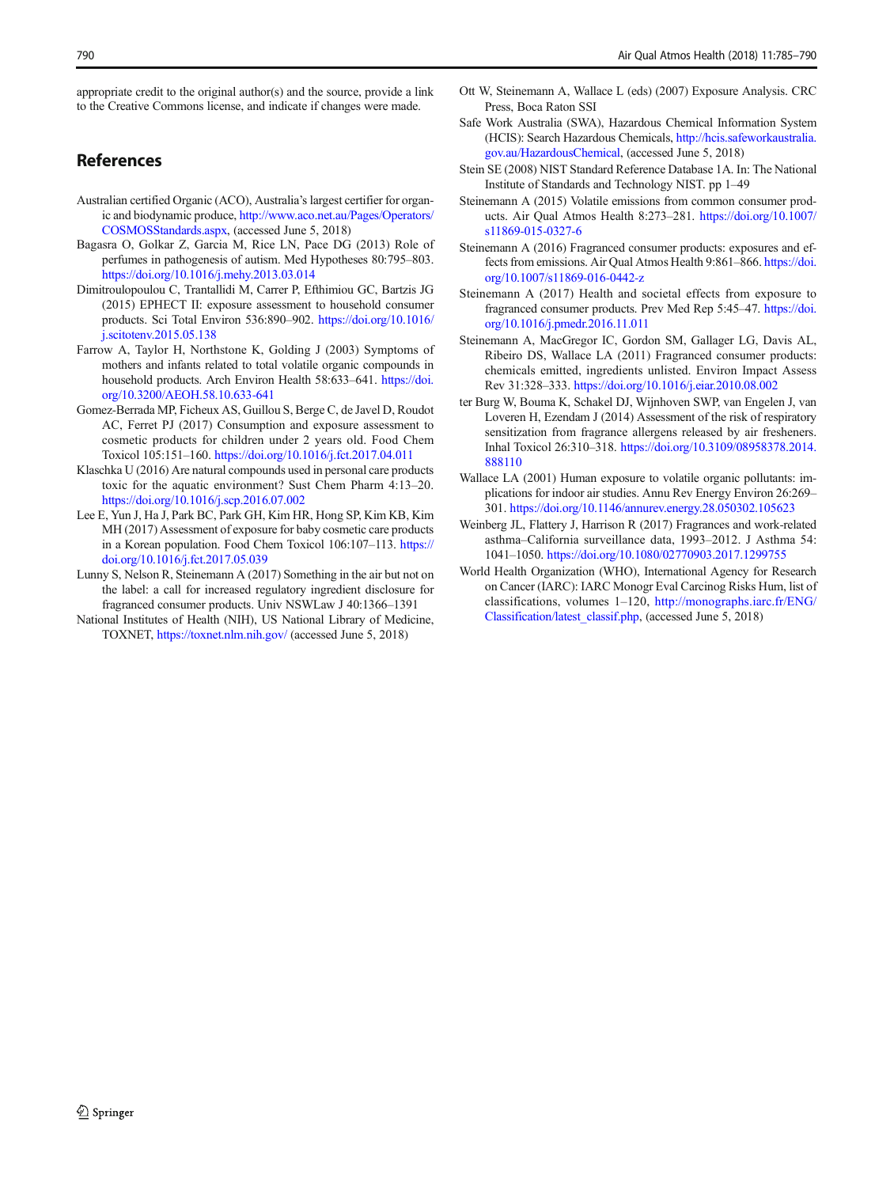appropriate credit to the original author(s) and the source, provide a link to the Creative Commons license, and indicate if changes were made.

## References

Australian certified Organic (ACO), Australia's largest certifier for organic and biodynamic produce, http://www.aco.net.au/Pages/Operators/COSMOSStandards.aspx, (accessed June 5, 2018)

Bagasra O, Golkar Z, Garcia M, Rice LN, Pace DG (2013) Role of perfumes in pathogenesis of autism. Med Hypotheses 80:795–803. https://doi.org/10.1016/j.mehy.2013.03.014

Dimitroulopoulou C, Trantallidi M, Carrer P, Efthimiou GC, Bartzis JG (2015) EPHECT II: exposure assessment to household consumer products. Sci Total Environ 536:890–902. https://doi.org/10.1016/j.scitotenv.2015.05.138

Farrow A, Taylor H, Northstone K, Golding J (2003) Symptoms of mothers and infants related to total volatile organic compounds in household products. Arch Environ Health 58:633–641. https://doi.org/10.3200/AEOH.58.10.633-641

Gomez-Berrada MP, Ficheux AS, Guillou S, Berge C, de Javel D, Roudot AC, Ferret PJ (2017) Consumption and exposure assessment to cosmetic products for children under 2 years old. Food Chem Toxicol 105:151–160. https://doi.org/10.1016/j.fct.2017.04.011

Klaschka U (2016) Are natural compounds used in personal care products toxic for the aquatic environment? Sust Chem Pharm 4:13–20. https://doi.org/10.1016/j.scp.2016.07.002

Lee E, Yun J, Ha J, Park BC, Park GH, Kim HR, Hong SP, Kim KB, Kim MH (2017) Assessment of exposure for baby cosmetic care products in a Korean population. Food Chem Toxicol 106:107–113. https://doi.org/10.1016/j.fct.2017.05.039

Lunny S, Nelson R, Steinemann A (2017) Something in the air but not on the label: a call for increased regulatory ingredient disclosure for fragranced consumer products. Univ NSWLaw J 40:1366–1391

National Institutes of Health (NIH), US National Library of Medicine, TOXNET, https://toxnet.nlm.nih.gov/ (accessed June 5, 2018)

Ott W, Steinemann A, Wallace L (eds) (2007) Exposure Analysis. CRC Press, Boca Raton SSI

Safe Work Australia (SWA), Hazardous Chemical Information System (HCIS): Search Hazardous Chemicals, http://hcis.safeworkaustralia.gov.au/HazardousChemical, (accessed June 5, 2018)

Stein SE (2008) NIST Standard Reference Database 1A. In: The National Institute of Standards and Technology NIST. pp 1–49

Steinemann A (2015) Volatile emissions from common consumer products. Air Qual Atmos Health 8:273–281. https://doi.org/10.1007/s11869-015-0327-6

Steinemann A (2016) Fragranced consumer products: exposures and effects from emissions. Air Qual Atmos Health 9:861–866. https://doi.org/10.1007/s11869-016-0442-z

Steinemann A (2017) Health and societal effects from exposure to fragranced consumer products. Prev Med Rep 5:45–47. https://doi.org/10.1016/j.pmedr.2016.11.011

Steinemann A, MacGregor IC, Gordon SM, Gallager LG, Davis AL, Ribeiro DS, Wallace LA (2011) Fragranced consumer products: chemicals emitted, ingredients unlisted. Environ Impact Assess Rev 31:328–333. https://doi.org/10.1016/j.eiar.2010.08.002

ter Burg W, Bouma K, Schakel DJ, Wijnhoven SWP, van Engelen J, van Loveren H, Ezendam J (2014) Assessment of the risk of respiratory sensitization from fragrance allergens released by air fresheners. Inhal Toxicol 26:310–318. https://doi.org/10.3109/08958378.2014.888110

Wallace LA (2001) Human exposure to volatile organic pollutants: implications for indoor air studies. Annu Rev Energy Environ 26:269–301. https://doi.org/10.1146/annurev.energy.28.050302.105623

Weinberg JL, Flattery J, Harrison R (2017) Fragrances and work-related asthma–California surveillance data, 1993–2012. J Asthma 54:1041–1050. https://doi.org/10.1080/02770903.2017.1299755

World Health Organization (WHO), International Agency for Research on Cancer (IARC): IARC Monogr Eval Carcinog Risks Hum, list of classifications, volumes 1–120, http://monographs.iarc.fr/ENG/Classification/latest_classif.php, (accessed June 5, 2018)